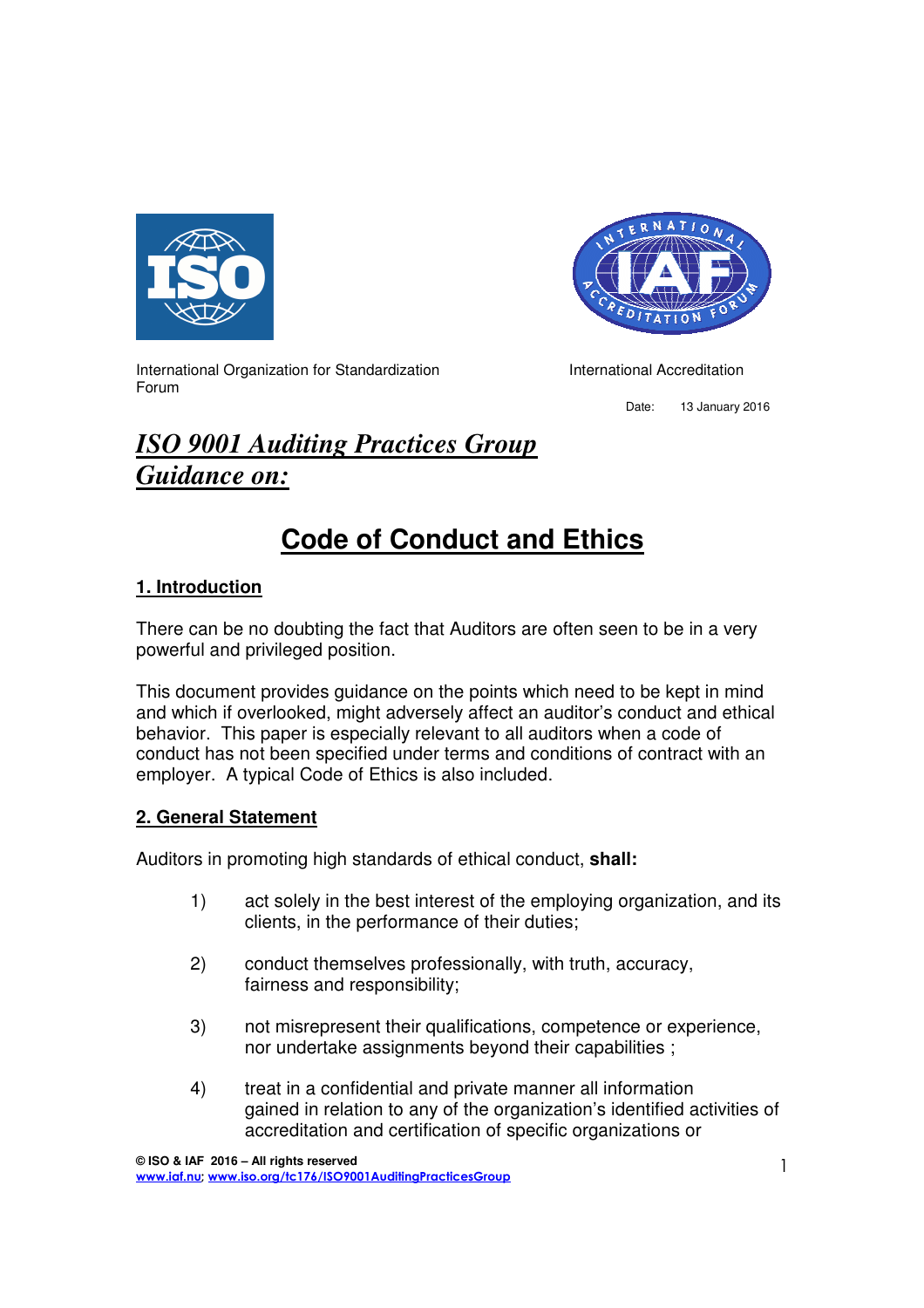International Organization for Standardization

International Accreditation Forum

Date: 13 January 2016

# *ISO 9001 Auditing Practices Group Guidance on:*

# Code of Conduct and Ethics

## 1. Introduction

There can be no doubting the fact that Auditors are often seen to be in a very powerful and privileged position.

This document provides guidance on the points which need to be kept in mind and which if overlooked, might adversely affect an auditor's conduct and ethical behavior. This paper is especially relevant to all auditors when a code of conduct has not been specified under terms and conditions of contract with an employer. A typical Code of Ethics is also included.

## 2. General Statement

Auditors in promoting high standards of ethical conduct, **shall:**

1) act solely in the best interest of the employing organization, and its clients, in the performance of their duties;

2) conduct themselves professionally, with truth, accuracy, fairness and responsibility;

3) not misrepresent their qualifications, competence or experience, nor undertake assignments beyond their capabilities ;

4) treat in a confidential and private manner all information gained in relation to any of the organization's identified activities of accreditation and certification of specific organizations or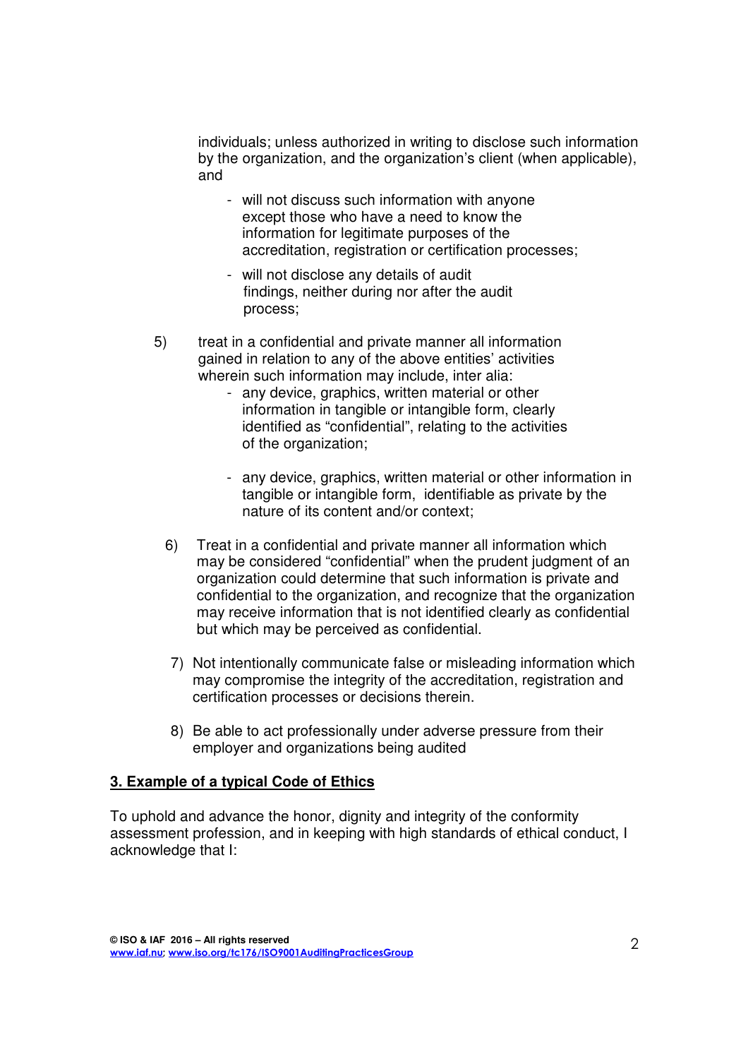individuals; unless authorized in writing to disclose such information by the organization, and the organization's client (when applicable), and

- will not discuss such information with anyone except those who have a need to know the information for legitimate purposes of the accreditation, registration or certification processes;
- will not disclose any details of audit findings, neither during nor after the audit process;

5) treat in a confidential and private manner all information gained in relation to any of the above entities' activities wherein such information may include, inter alia:
   - any device, graphics, written material or other information in tangible or intangible form, clearly identified as "confidential", relating to the activities of the organization;
   - any device, graphics, written material or other information in tangible or intangible form, identifiable as private by the nature of its content and/or context;

6) Treat in a confidential and private manner all information which may be considered "confidential" when the prudent judgment of an organization could determine that such information is private and confidential to the organization, and recognize that the organization may receive information that is not identified clearly as confidential but which may be perceived as confidential.

7) Not intentionally communicate false or misleading information which may compromise the integrity of the accreditation, registration and certification processes or decisions therein.

8) Be able to act professionally under adverse pressure from their employer and organizations being audited

## 3. Example of a typical Code of Ethics

To uphold and advance the honor, dignity and integrity of the conformity assessment profession, and in keeping with high standards of ethical conduct, I acknowledge that I: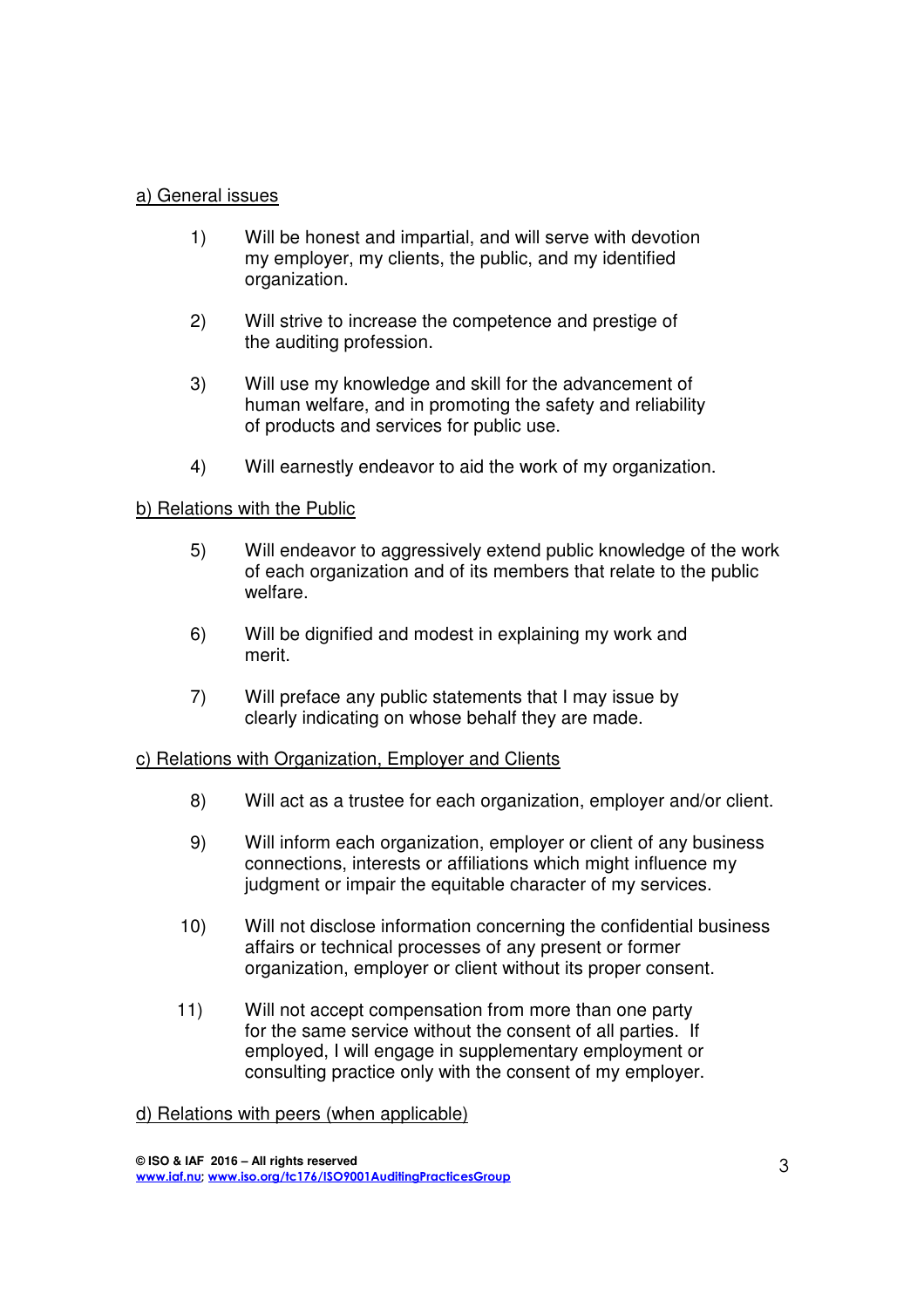a) General issues

1) Will be honest and impartial, and will serve with devotion my employer, my clients, the public, and my identified organization.

2) Will strive to increase the competence and prestige of the auditing profession.

3) Will use my knowledge and skill for the advancement of human welfare, and in promoting the safety and reliability of products and services for public use.

4) Will earnestly endeavor to aid the work of my organization.

b) Relations with the Public

5) Will endeavor to aggressively extend public knowledge of the work of each organization and of its members that relate to the public welfare.

6) Will be dignified and modest in explaining my work and merit.

7) Will preface any public statements that I may issue by clearly indicating on whose behalf they are made.

c) Relations with Organization, Employer and Clients

8) Will act as a trustee for each organization, employer and/or client.

9) Will inform each organization, employer or client of any business connections, interests or affiliations which might influence my judgment or impair the equitable character of my services.

10) Will not disclose information concerning the confidential business affairs or technical processes of any present or former organization, employer or client without its proper consent.

11) Will not accept compensation from more than one party for the same service without the consent of all parties. If employed, I will engage in supplementary employment or consulting practice only with the consent of my employer.

d) Relations with peers (when applicable)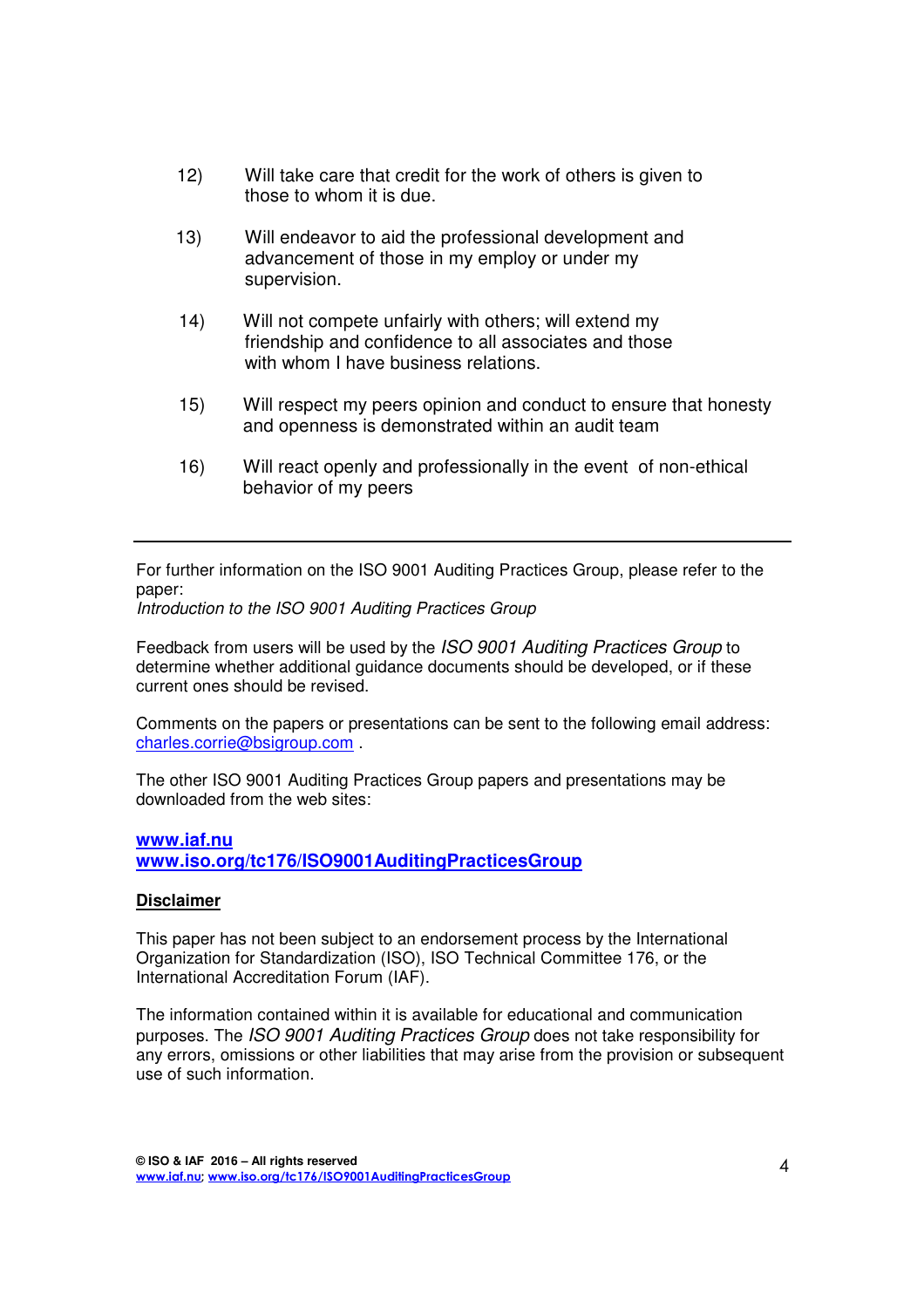12) Will take care that credit for the work of others is given to those to whom it is due.

13) Will endeavor to aid the professional development and advancement of those in my employ or under my supervision.

14) Will not compete unfairly with others; will extend my friendship and confidence to all associates and those with whom I have business relations.

15) Will respect my peers opinion and conduct to ensure that honesty and openness is demonstrated within an audit team

16) Will react openly and professionally in the event of non-ethical behavior of my peers

---

For further information on the ISO 9001 Auditing Practices Group, please refer to the paper:
*Introduction to the ISO 9001 Auditing Practices Group*

Feedback from users will be used by the *ISO 9001 Auditing Practices Group* to determine whether additional guidance documents should be developed, or if these current ones should be revised.

Comments on the papers or presentations can be sent to the following email address: charles.corrie@bsigroup.com .

The other ISO 9001 Auditing Practices Group papers and presentations may be downloaded from the web sites:

**www.iaf.nu**
**www.iso.org/tc176/ISO9001AuditingPracticesGroup**

**Disclaimer**

This paper has not been subject to an endorsement process by the International Organization for Standardization (ISO), ISO Technical Committee 176, or the International Accreditation Forum (IAF).

The information contained within it is available for educational and communication purposes. The *ISO 9001 Auditing Practices Group* does not take responsibility for any errors, omissions or other liabilities that may arise from the provision or subsequent use of such information.

**© ISO & IAF 2016 – All rights reserved**
www.iaf.nu; www.iso.org/tc176/ISO9001AuditingPracticesGroup